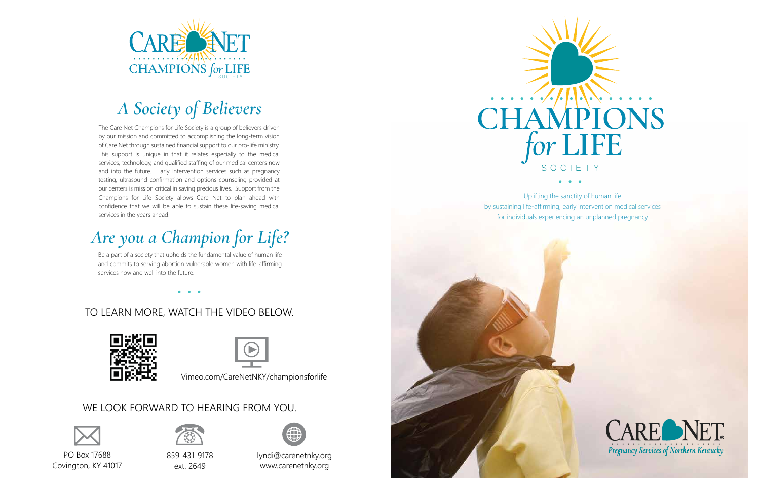CARE NET
CHAMPIONS *for* LIFE
SOCIETY

## *A Society of Believers*

The Care Net Champions for Life Society is a group of believers driven by our mission and committed to accomplishing the long-term vision of Care Net through sustained financial support to our pro-life ministry. This support is unique in that it relates especially to the medical services, technology, and qualified staffing of our medical centers now and into the future. Early intervention services such as pregnancy testing, ultrasound confirmation and options counseling provided at our centers is mission critical in saving precious lives. Support from the Champions for Life Society allows Care Net to plan ahead with confidence that we will be able to sustain these life-saving medical services in the years ahead.

## *Are you a Champion for Life?*

Be a part of a society that upholds the fundamental value of human life and commits to serving abortion-vulnerable women with life-affirming services now and well into the future.

• • •

TO LEARN MORE, WATCH THE VIDEO BELOW.

Vimeo.com/CareNetNKY/championsforlife

WE LOOK FORWARD TO HEARING FROM YOU.

PO Box 17688
Covington, KY 41017

859-431-9178
ext. 2649

lyndi@carenetnky.org
www.carenetnky.org

# CHAMPIONS *for* LIFE

SOCIETY

• • •

Uplifting the sanctity of human life
by sustaining life-affirming, early intervention medical services
for individuals experiencing an unplanned pregnancy

CARE NET®
*Pregnancy Services of Northern Kentucky*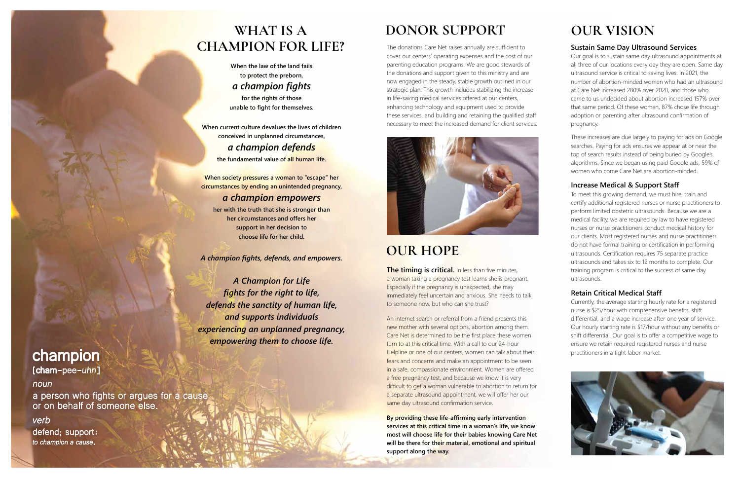# WHAT IS A CHAMPION FOR LIFE?

**When the law of the land fails to protect the preborn,**

***a champion fights***

**for the rights of those unable to fight for themselves.**

**When current culture devalues the lives of children conceived in unplanned circumstances,**

***a champion defends***

**the fundamental value of all human life.**

**When society pressures a woman to "escape" her circumstances by ending an unintended pregnancy,**

***a champion empowers***

**her with the truth that she is stronger than her circumstances and offers her support in her decision to choose life for her child.**

***A champion fights, defends, and empowers.***

***A Champion for Life fights for the right to life, defends the sanctity of human life, and supports individuals experiencing an unplanned pregnancy, empowering them to choose life.***

**champion**
[**cham**-pee-*uhn*]

*noun*
a person who fights or argues for a cause or on behalf of someone else.

*verb*
defend; support:
*to champion a cause.*

# DONOR SUPPORT

The donations Care Net raises annually are sufficient to cover our centers' operating expenses and the cost of our parenting education programs. We are good stewards of the donations and support given to this ministry and are now engaged in the steady, stable growth outlined in our strategic plan. This growth includes stabilizing the increase in life-saving medical services offered at our centers, enhancing technology and equipment used to provide these services, and building and retaining the qualified staff necessary to meet the increased demand for client services.

# OUR HOPE

**The timing is critical.** In less than five minutes, a woman taking a pregnancy test learns she is pregnant. Especially if the pregnancy is unexpected, she may immediately feel uncertain and anxious. She needs to talk to someone now, but who can she trust?

An internet search or referral from a friend presents this new mother with several options, abortion among them. Care Net is determined to be the first place these women turn to at this critical time. With a call to our 24-hour Helpline or one of our centers, women can talk about their fears and concerns and make an appointment to be seen in a safe, compassionate environment. Women are offered a free pregnancy test, and because we know it is very difficult to get a woman vulnerable to abortion to return for a separate ultrasound appointment, we will offer her our same day ultrasound confirmation service.

**By providing these life-affirming early intervention services at this critical time in a woman's life, we know most will choose life for their babies knowing Care Net will be there for their material, emotional and spiritual support along the way.**

# OUR VISION

### Sustain Same Day Ultrasound Services

Our goal is to sustain same day ultrasound appointments at all three of our locations every day they are open. Same day ultrasound service is critical to saving lives. In 2021, the number of abortion-minded women who had an ultrasound at Care Net increased 280% over 2020, and those who came to us undecided about abortion increased 157% over that same period. Of these women, 87% chose life through adoption or parenting after ultrasound confirmation of pregnancy.

These increases are due largely to paying for ads on Google searches. Paying for ads ensures we appear at or near the top of search results instead of being buried by Google's algorithms. Since we began using paid Google ads, 59% of women who come Care Net are abortion-minded.

### Increase Medical & Support Staff

To meet this growing demand, we must hire, train and certify additional registered nurses or nurse practitioners to perform limited obstetric ultrasounds. Because we are a medical facility, we are required by law to have registered nurses or nurse practitioners conduct medical history for our clients. Most registered nurses and nurse practitioners do not have formal training or certification in performing ultrasounds. Certification requires 75 separate practice ultrasounds and takes six to 12 months to complete. Our training program is critical to the success of same day ultrasounds.

### Retain Critical Medical Staff

Currently, the average starting hourly rate for a registered nurse is $25/hour with comprehensive benefits, shift differential, and a wage increase after one year of service. Our hourly starting rate is $17/hour without any benefits or shift differential. Our goal is to offer a competitive wage to ensure we retain required registered nurses and nurse practitioners in a tight labor market.